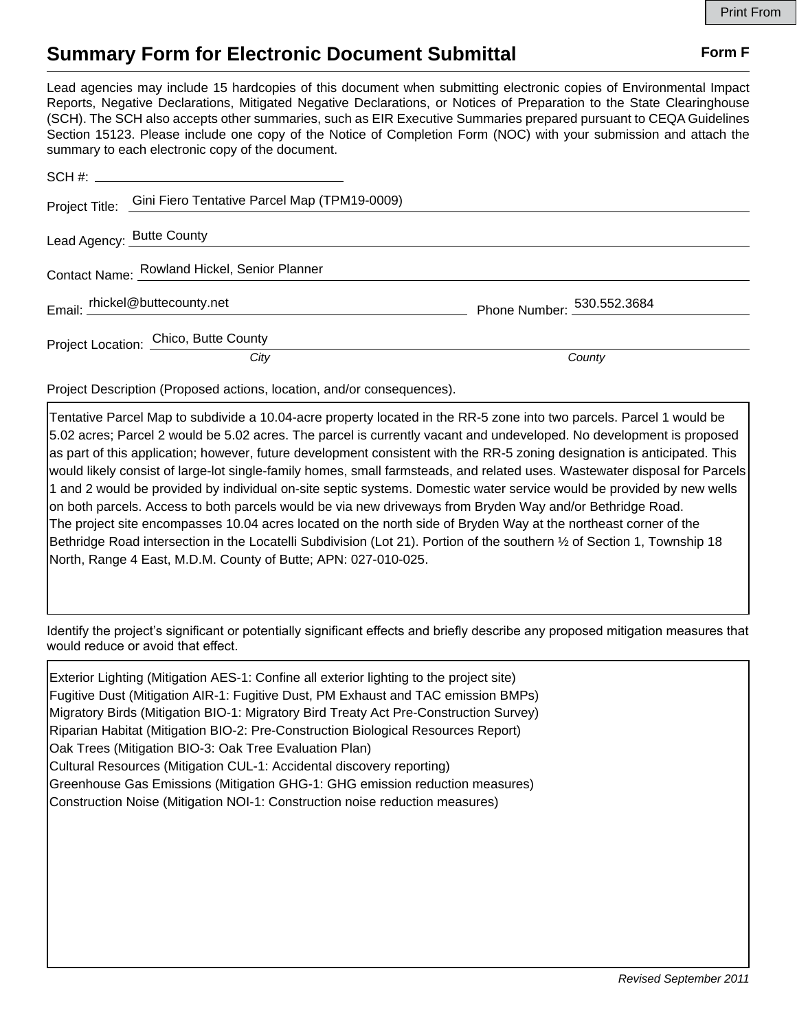# Summary Form for Electronic Document Submittal

**Form F**

Lead agencies may include 15 hardcopies of this document when submitting electronic copies of Environmental Impact Reports, Negative Declarations, Mitigated Negative Declarations, or Notices of Preparation to the State Clearinghouse (SCH). The SCH also accepts other summaries, such as EIR Executive Summaries prepared pursuant to CEQA Guidelines Section 15123. Please include one copy of the Notice of Completion Form (NOC) with your submission and attach the summary to each electronic copy of the document.

SCH #: 

Project Title: Gini Fiero Tentative Parcel Map (TPM19-0009)

Lead Agency: Butte County

Contact Name: Rowland Hickel, Senior Planner

Email: rhickel@buttecounty.net Phone Number: 530.552.3684

Project Location: Chico, Butte County

*City* *County*

Project Description (Proposed actions, location, and/or consequences).

Tentative Parcel Map to subdivide a 10.04-acre property located in the RR-5 zone into two parcels. Parcel 1 would be 5.02 acres; Parcel 2 would be 5.02 acres. The parcel is currently vacant and undeveloped. No development is proposed as part of this application; however, future development consistent with the RR-5 zoning designation is anticipated. This would likely consist of large-lot single-family homes, small farmsteads, and related uses. Wastewater disposal for Parcels 1 and 2 would be provided by individual on-site septic systems. Domestic water service would be provided by new wells on both parcels. Access to both parcels would be via new driveways from Bryden Way and/or Bethridge Road.
The project site encompasses 10.04 acres located on the north side of Bryden Way at the northeast corner of the Bethridge Road intersection in the Locatelli Subdivision (Lot 21). Portion of the southern ½ of Section 1, Township 18 North, Range 4 East, M.D.M. County of Butte; APN: 027-010-025.

Identify the project's significant or potentially significant effects and briefly describe any proposed mitigation measures that would reduce or avoid that effect.

Exterior Lighting (Mitigation AES-1: Confine all exterior lighting to the project site)
Fugitive Dust (Mitigation AIR-1: Fugitive Dust, PM Exhaust and TAC emission BMPs)
Migratory Birds (Mitigation BIO-1: Migratory Bird Treaty Act Pre-Construction Survey)
Riparian Habitat (Mitigation BIO-2: Pre-Construction Biological Resources Report)
Oak Trees (Mitigation BIO-3: Oak Tree Evaluation Plan)
Cultural Resources (Mitigation CUL-1: Accidental discovery reporting)
Greenhouse Gas Emissions (Mitigation GHG-1: GHG emission reduction measures)
Construction Noise (Mitigation NOI-1: Construction noise reduction measures)

*Revised September 2011*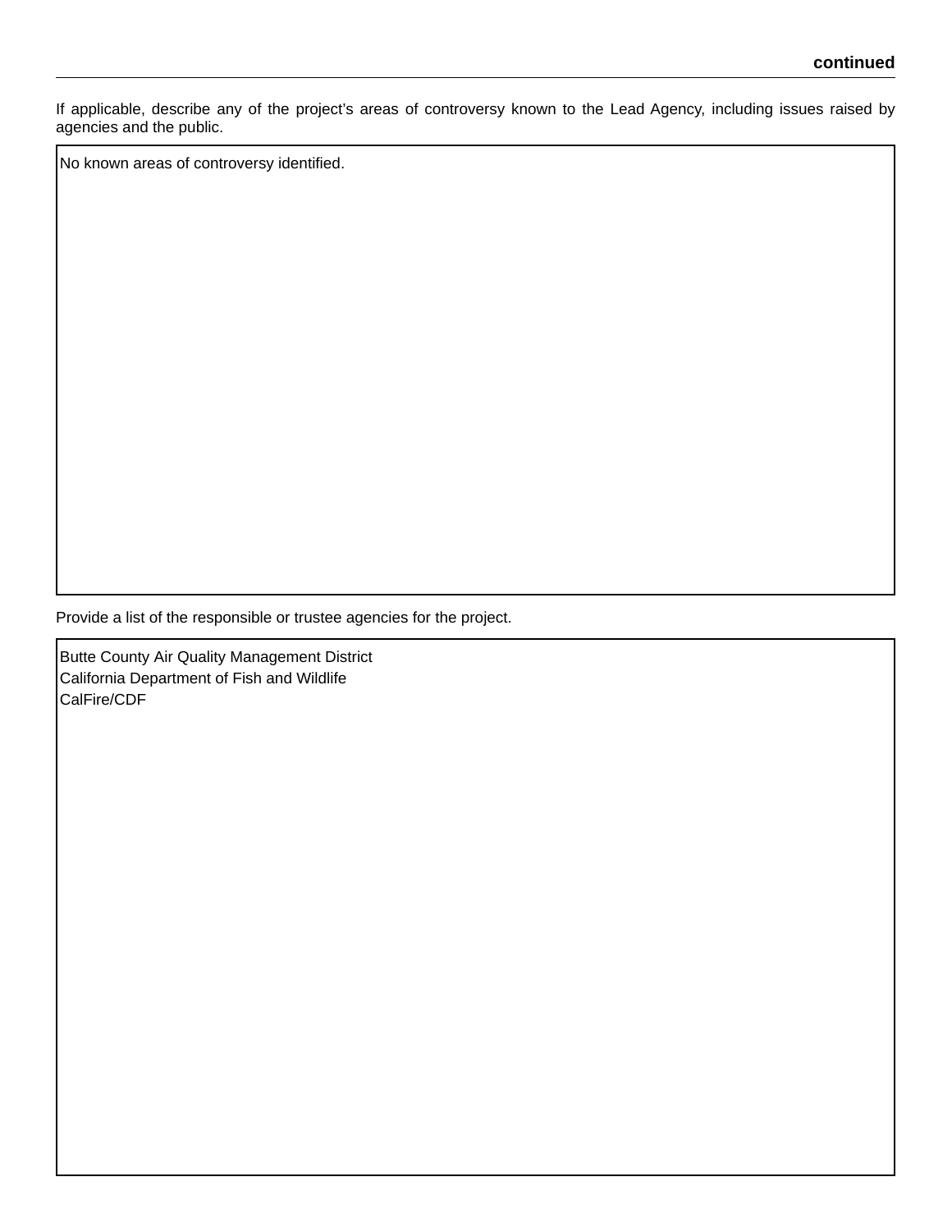**continued**

If applicable, describe any of the project's areas of controversy known to the Lead Agency, including issues raised by agencies and the public.

No known areas of controversy identified.

Provide a list of the responsible or trustee agencies for the project.

Butte County Air Quality Management District
California Department of Fish and Wildlife
CalFire/CDF